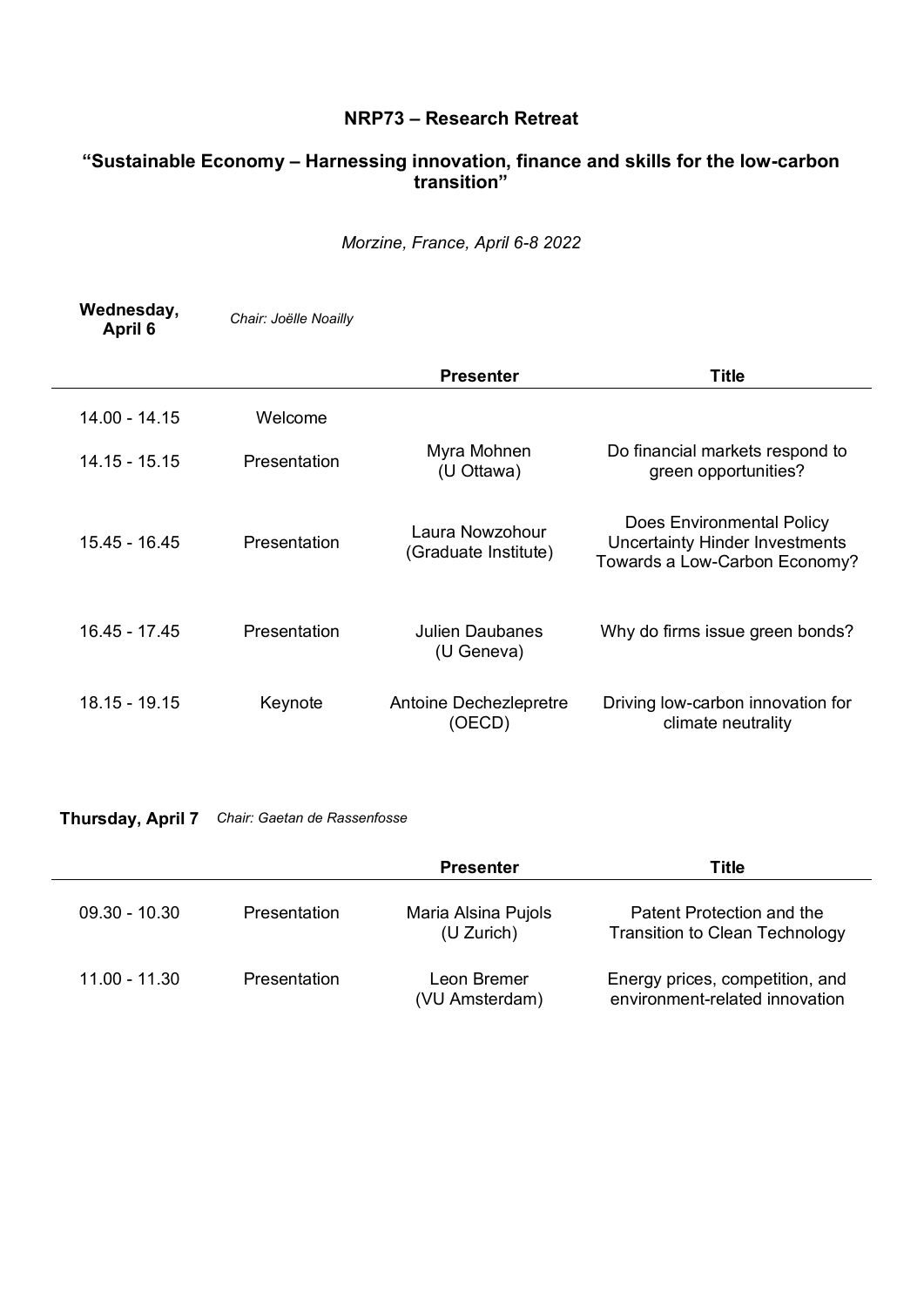# NRP73 – Research Retreat

## "Sustainable Economy – Harnessing innovation, finance and skills for the low-carbon transition"

*Morzine, France, April 6-8 2022*

**Wednesday, April 6** *Chair: Joëlle Noailly*

| | | Presenter | Title |
|---|---|---|---|
| 14.00 - 14.15 | Welcome | | |
| 14.15 - 15.15 | Presentation | Myra Mohnen (U Ottawa) | Do financial markets respond to green opportunities? |
| 15.45 - 16.45 | Presentation | Laura Nowzohour (Graduate Institute) | Does Environmental Policy Uncertainty Hinder Investments Towards a Low-Carbon Economy? |
| 16.45 - 17.45 | Presentation | Julien Daubanes (U Geneva) | Why do firms issue green bonds? |
| 18.15 - 19.15 | Keynote | Antoine Dechezlepretre (OECD) | Driving low-carbon innovation for climate neutrality |

**Thursday, April 7** *Chair: Gaetan de Rassenfosse*

| | | Presenter | Title |
|---|---|---|---|
| 09.30 - 10.30 | Presentation | Maria Alsina Pujols (U Zurich) | Patent Protection and the Transition to Clean Technology |
| 11.00 - 11.30 | Presentation | Leon Bremer (VU Amsterdam) | Energy prices, competition, and environment-related innovation |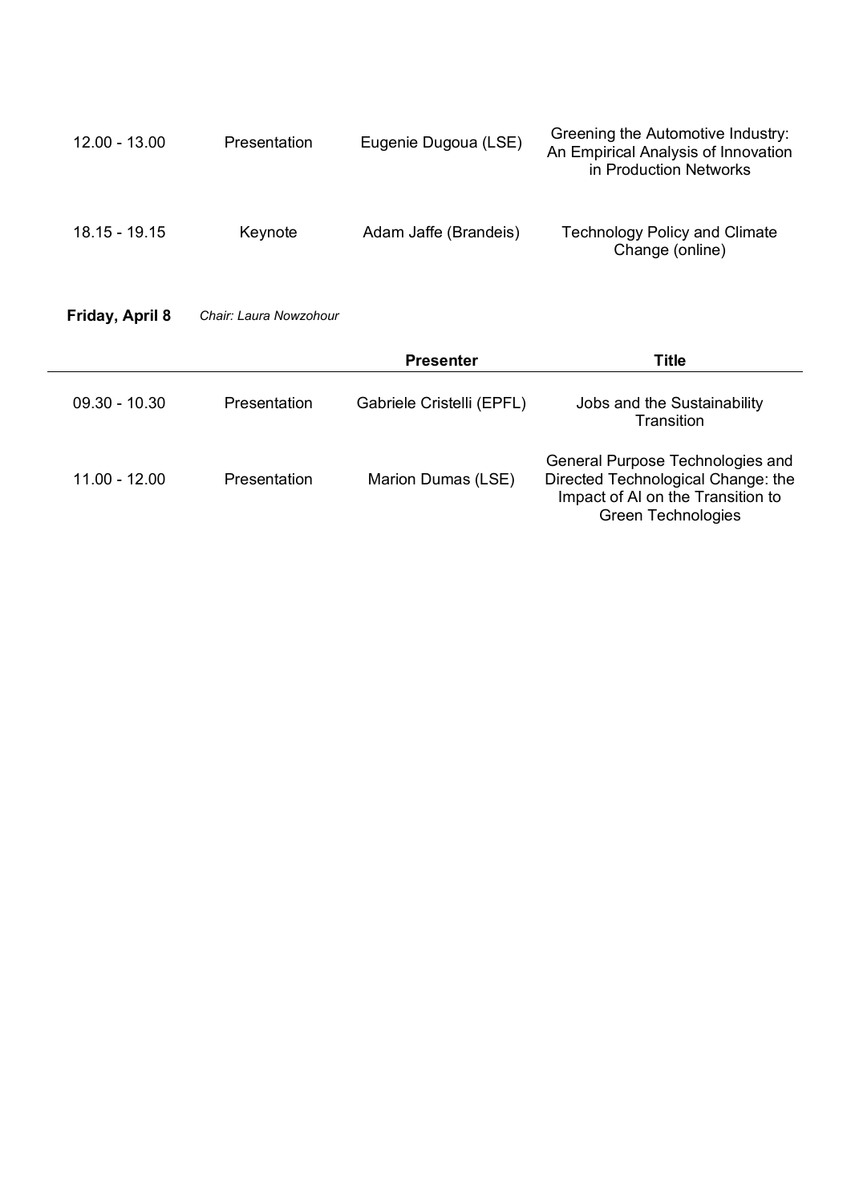| | | | |
|---|---|---|---|
| 12.00 - 13.00 | Presentation | Eugenie Dugoua (LSE) | Greening the Automotive Industry: An Empirical Analysis of Innovation in Production Networks |
| 18.15 - 19.15 | Keynote | Adam Jaffe (Brandeis) | Technology Policy and Climate Change (online) |

**Friday, April 8** *Chair: Laura Nowzohour*

| | | Presenter | Title |
|---|---|---|---|
| 09.30 - 10.30 | Presentation | Gabriele Cristelli (EPFL) | Jobs and the Sustainability Transition |
| 11.00 - 12.00 | Presentation | Marion Dumas (LSE) | General Purpose Technologies and Directed Technological Change: the Impact of AI on the Transition to Green Technologies |